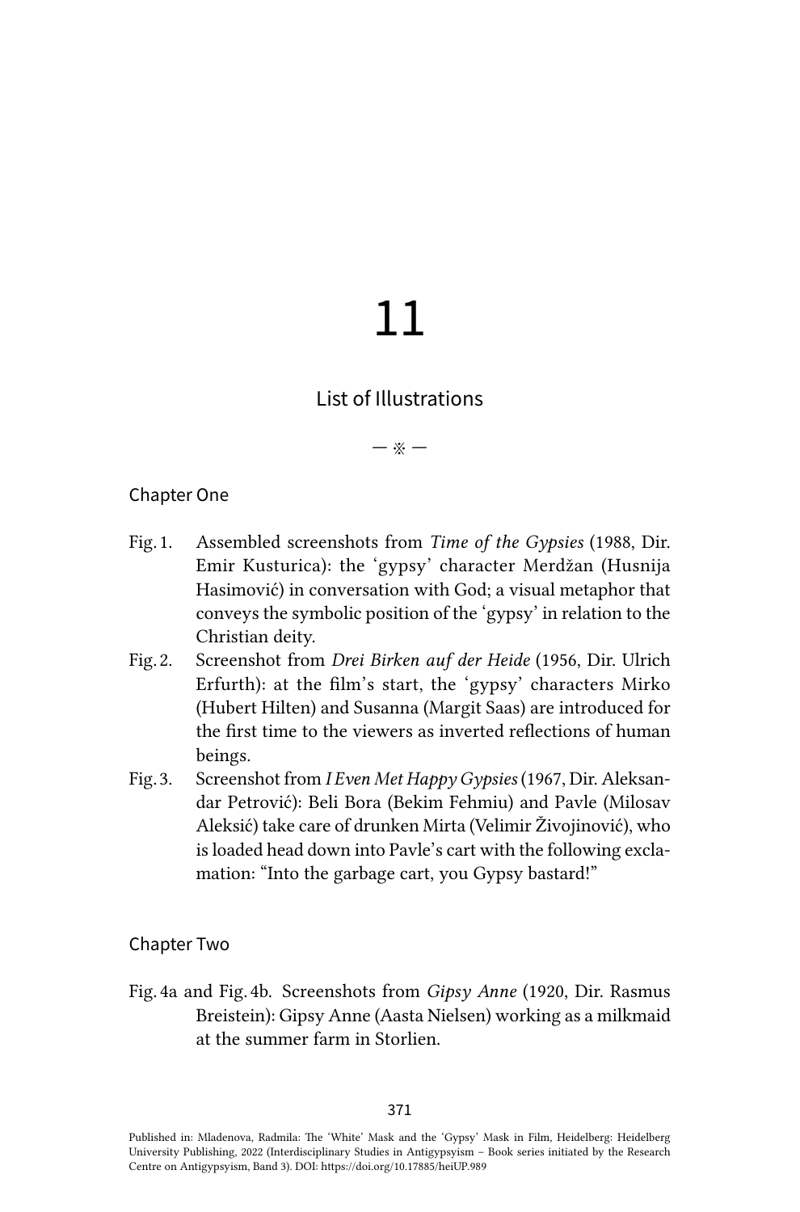# 11

## List of Illustrations

— ※ —

### Chapter One

Fig. 1. Assembled screenshots from *Time of the Gypsies* (1988, Dir. Emir Kusturica): the 'gypsy' character Merdžan (Husnija Hasimović) in conversation with God; a visual metaphor that conveys the symbolic position of the 'gypsy' in relation to the Christian deity.

Fig. 2. Screenshot from *Drei Birken auf der Heide* (1956, Dir. Ulrich Erfurth): at the film's start, the 'gypsy' characters Mirko (Hubert Hilten) and Susanna (Margit Saas) are introduced for the first time to the viewers as inverted reflections of human beings.

Fig. 3. Screenshot from *I Even Met Happy Gypsies* (1967, Dir. Aleksandar Petrović): Beli Bora (Bekim Fehmiu) and Pavle (Milosav Aleksić) take care of drunken Mirta (Velimir Živojinović), who is loaded head down into Pavle's cart with the following exclamation: "Into the garbage cart, you Gypsy bastard!"

### Chapter Two

Fig. 4a and Fig. 4b. Screenshots from *Gipsy Anne* (1920, Dir. Rasmus Breistein): Gipsy Anne (Aasta Nielsen) working as a milkmaid at the summer farm in Storlien.

Published in: Mladenova, Radmila: The 'White' Mask and the 'Gypsy' Mask in Film, Heidelberg: Heidelberg University Publishing, 2022 (Interdisciplinary Studies in Antigypsyism – Book series initiated by the Research Centre on Antigypsyism, Band 3). DOI: https://doi.org/10.17885/heiUP.989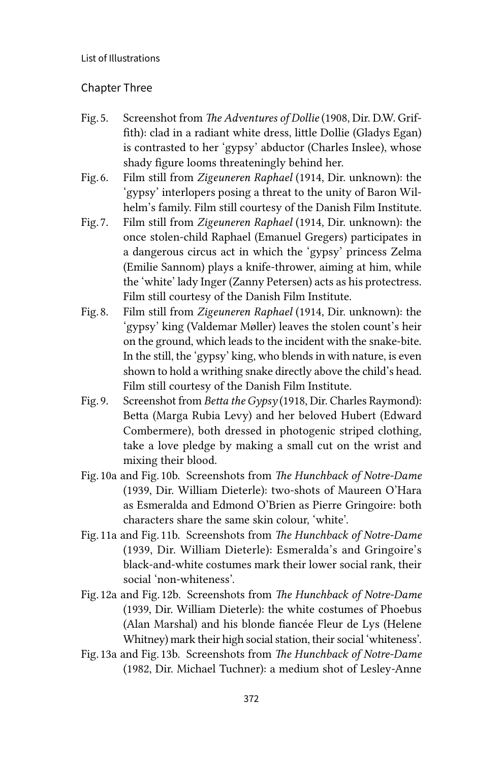## Chapter Three

Fig. 5. Screenshot from *The Adventures of Dollie* (1908, Dir. D.W. Griffith): clad in a radiant white dress, little Dollie (Gladys Egan) is contrasted to her 'gypsy' abductor (Charles Inslee), whose shady figure looms threateningly behind her.

Fig. 6. Film still from *Zigeuneren Raphael* (1914, Dir. unknown): the 'gypsy' interlopers posing a threat to the unity of Baron Wilhelm's family. Film still courtesy of the Danish Film Institute.

Fig. 7. Film still from *Zigeuneren Raphael* (1914, Dir. unknown): the once stolen-child Raphael (Emanuel Gregers) participates in a dangerous circus act in which the 'gypsy' princess Zelma (Emilie Sannom) plays a knife-thrower, aiming at him, while the 'white' lady Inger (Zanny Petersen) acts as his protectress. Film still courtesy of the Danish Film Institute.

Fig. 8. Film still from *Zigeuneren Raphael* (1914, Dir. unknown): the 'gypsy' king (Valdemar Møller) leaves the stolen count's heir on the ground, which leads to the incident with the snake-bite. In the still, the 'gypsy' king, who blends in with nature, is even shown to hold a writhing snake directly above the child's head. Film still courtesy of the Danish Film Institute.

Fig. 9. Screenshot from *Betta the Gypsy* (1918, Dir. Charles Raymond): Betta (Marga Rubia Levy) and her beloved Hubert (Edward Combermere), both dressed in photogenic striped clothing, take a love pledge by making a small cut on the wrist and mixing their blood.

Fig. 10a and Fig. 10b. Screenshots from *The Hunchback of Notre-Dame* (1939, Dir. William Dieterle): two-shots of Maureen O'Hara as Esmeralda and Edmond O'Brien as Pierre Gringoire: both characters share the same skin colour, 'white'.

Fig. 11a and Fig. 11b. Screenshots from *The Hunchback of Notre-Dame* (1939, Dir. William Dieterle): Esmeralda's and Gringoire's black-and-white costumes mark their lower social rank, their social 'non-whiteness'.

Fig. 12a and Fig. 12b. Screenshots from *The Hunchback of Notre-Dame* (1939, Dir. William Dieterle): the white costumes of Phoebus (Alan Marshal) and his blonde fiancée Fleur de Lys (Helene Whitney) mark their high social station, their social 'whiteness'.

Fig. 13a and Fig. 13b. Screenshots from *The Hunchback of Notre-Dame* (1982, Dir. Michael Tuchner): a medium shot of Lesley-Anne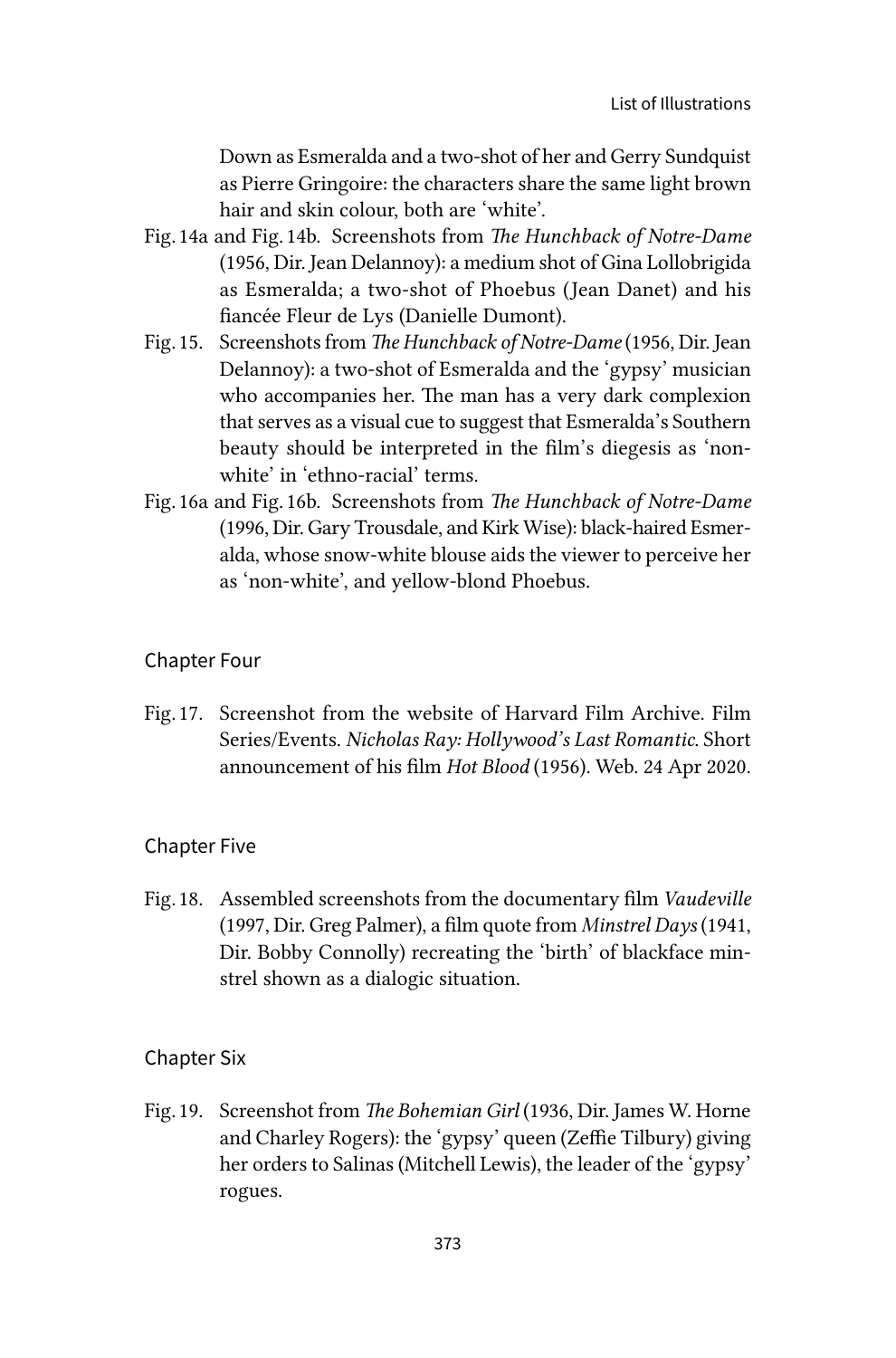Down as Esmeralda and a two-shot of her and Gerry Sundquist as Pierre Gringoire: the characters share the same light brown hair and skin colour, both are 'white'.

Fig. 14a and Fig. 14b. Screenshots from *The Hunchback of Notre-Dame* (1956, Dir. Jean Delannoy): a medium shot of Gina Lollobrigida as Esmeralda; a two-shot of Phoebus (Jean Danet) and his fiancée Fleur de Lys (Danielle Dumont).

Fig. 15. Screenshots from *The Hunchback of Notre-Dame* (1956, Dir. Jean Delannoy): a two-shot of Esmeralda and the 'gypsy' musician who accompanies her. The man has a very dark complexion that serves as a visual cue to suggest that Esmeralda's Southern beauty should be interpreted in the film's diegesis as 'non-white' in 'ethno-racial' terms.

Fig. 16a and Fig. 16b. Screenshots from *The Hunchback of Notre-Dame* (1996, Dir. Gary Trousdale, and Kirk Wise): black-haired Esmeralda, whose snow-white blouse aids the viewer to perceive her as 'non-white', and yellow-blond Phoebus.

## Chapter Four

Fig. 17. Screenshot from the website of Harvard Film Archive. Film Series/Events. *Nicholas Ray: Hollywood's Last Romantic*. Short announcement of his film *Hot Blood* (1956). Web. 24 Apr 2020.

## Chapter Five

Fig. 18. Assembled screenshots from the documentary film *Vaudeville* (1997, Dir. Greg Palmer), a film quote from *Minstrel Days* (1941, Dir. Bobby Connolly) recreating the 'birth' of blackface minstrel shown as a dialogic situation.

## Chapter Six

Fig. 19. Screenshot from *The Bohemian Girl* (1936, Dir. James W. Horne and Charley Rogers): the 'gypsy' queen (Zeffie Tilbury) giving her orders to Salinas (Mitchell Lewis), the leader of the 'gypsy' rogues.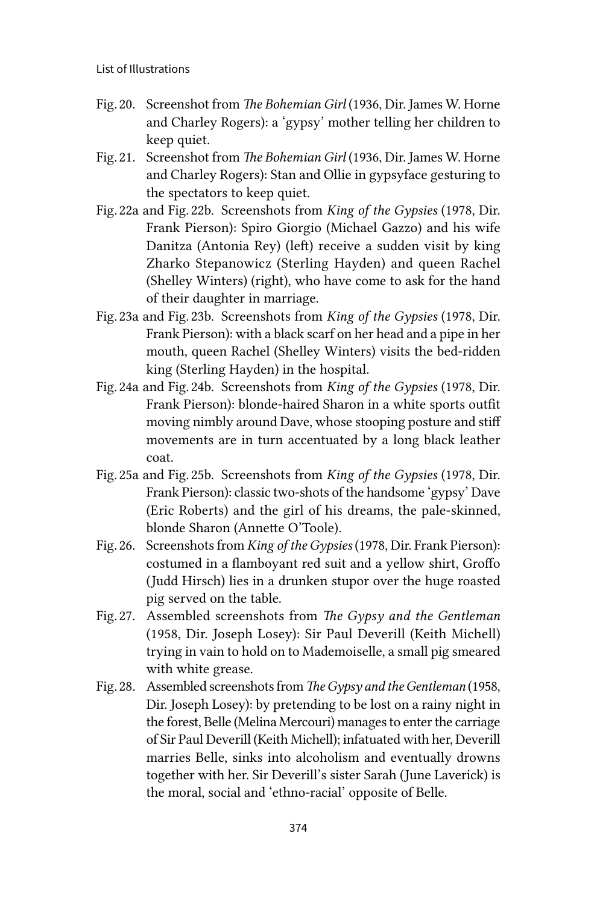- Fig. 20. Screenshot from *The Bohemian Girl* (1936, Dir. James W. Horne and Charley Rogers): a 'gypsy' mother telling her children to keep quiet.
- Fig. 21. Screenshot from *The Bohemian Girl* (1936, Dir. James W. Horne and Charley Rogers): Stan and Ollie in gypsyface gesturing to the spectators to keep quiet.
- Fig. 22a and Fig. 22b. Screenshots from *King of the Gypsies* (1978, Dir. Frank Pierson): Spiro Giorgio (Michael Gazzo) and his wife Danitza (Antonia Rey) (left) receive a sudden visit by king Zharko Stepanowicz (Sterling Hayden) and queen Rachel (Shelley Winters) (right), who have come to ask for the hand of their daughter in marriage.
- Fig. 23a and Fig. 23b. Screenshots from *King of the Gypsies* (1978, Dir. Frank Pierson): with a black scarf on her head and a pipe in her mouth, queen Rachel (Shelley Winters) visits the bed-ridden king (Sterling Hayden) in the hospital.
- Fig. 24a and Fig. 24b. Screenshots from *King of the Gypsies* (1978, Dir. Frank Pierson): blonde-haired Sharon in a white sports outfit moving nimbly around Dave, whose stooping posture and stiff movements are in turn accentuated by a long black leather coat.
- Fig. 25a and Fig. 25b. Screenshots from *King of the Gypsies* (1978, Dir. Frank Pierson): classic two-shots of the handsome 'gypsy' Dave (Eric Roberts) and the girl of his dreams, the pale-skinned, blonde Sharon (Annette O'Toole).
- Fig. 26. Screenshots from *King of the Gypsies* (1978, Dir. Frank Pierson): costumed in a flamboyant red suit and a yellow shirt, Groffo (Judd Hirsch) lies in a drunken stupor over the huge roasted pig served on the table.
- Fig. 27. Assembled screenshots from *The Gypsy and the Gentleman* (1958, Dir. Joseph Losey): Sir Paul Deverill (Keith Michell) trying in vain to hold on to Mademoiselle, a small pig smeared with white grease.
- Fig. 28. Assembled screenshots from *The Gypsy and the Gentleman* (1958, Dir. Joseph Losey): by pretending to be lost on a rainy night in the forest, Belle (Melina Mercouri) manages to enter the carriage of Sir Paul Deverill (Keith Michell); infatuated with her, Deverill marries Belle, sinks into alcoholism and eventually drowns together with her. Sir Deverill's sister Sarah (June Laverick) is the moral, social and 'ethno-racial' opposite of Belle.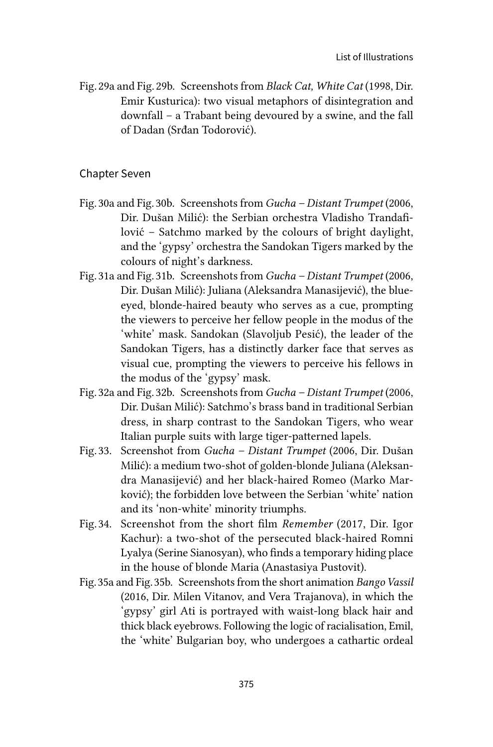Fig. 29a and Fig. 29b. Screenshots from *Black Cat, White Cat* (1998, Dir. Emir Kusturica): two visual metaphors of disintegration and downfall – a Trabant being devoured by a swine, and the fall of Dadan (Srđan Todorović).

## Chapter Seven

Fig. 30a and Fig. 30b. Screenshots from *Gucha – Distant Trumpet* (2006, Dir. Dušan Milić): the Serbian orchestra Vladisho Trandafilović – Satchmo marked by the colours of bright daylight, and the 'gypsy' orchestra the Sandokan Tigers marked by the colours of night's darkness.

Fig. 31a and Fig. 31b. Screenshots from *Gucha – Distant Trumpet* (2006, Dir. Dušan Milić): Juliana (Aleksandra Manasijević), the blue-eyed, blonde-haired beauty who serves as a cue, prompting the viewers to perceive her fellow people in the modus of the 'white' mask. Sandokan (Slavoljub Pesić), the leader of the Sandokan Tigers, has a distinctly darker face that serves as visual cue, prompting the viewers to perceive his fellows in the modus of the 'gypsy' mask.

Fig. 32a and Fig. 32b. Screenshots from *Gucha – Distant Trumpet* (2006, Dir. Dušan Milić): Satchmo's brass band in traditional Serbian dress, in sharp contrast to the Sandokan Tigers, who wear Italian purple suits with large tiger-patterned lapels.

Fig. 33. Screenshot from *Gucha – Distant Trumpet* (2006, Dir. Dušan Milić): a medium two-shot of golden-blonde Juliana (Aleksandra Manasijević) and her black-haired Romeo (Marko Marković); the forbidden love between the Serbian 'white' nation and its 'non-white' minority triumphs.

Fig. 34. Screenshot from the short film *Remember* (2017, Dir. Igor Kachur): a two-shot of the persecuted black-haired Romni Lyalya (Serine Sianosyan), who finds a temporary hiding place in the house of blonde Maria (Anastasiya Pustovit).

Fig. 35a and Fig. 35b. Screenshots from the short animation *Bango Vassil* (2016, Dir. Milen Vitanov, and Vera Trajanova), in which the 'gypsy' girl Ati is portrayed with waist-long black hair and thick black eyebrows. Following the logic of racialisation, Emil, the 'white' Bulgarian boy, who undergoes a cathartic ordeal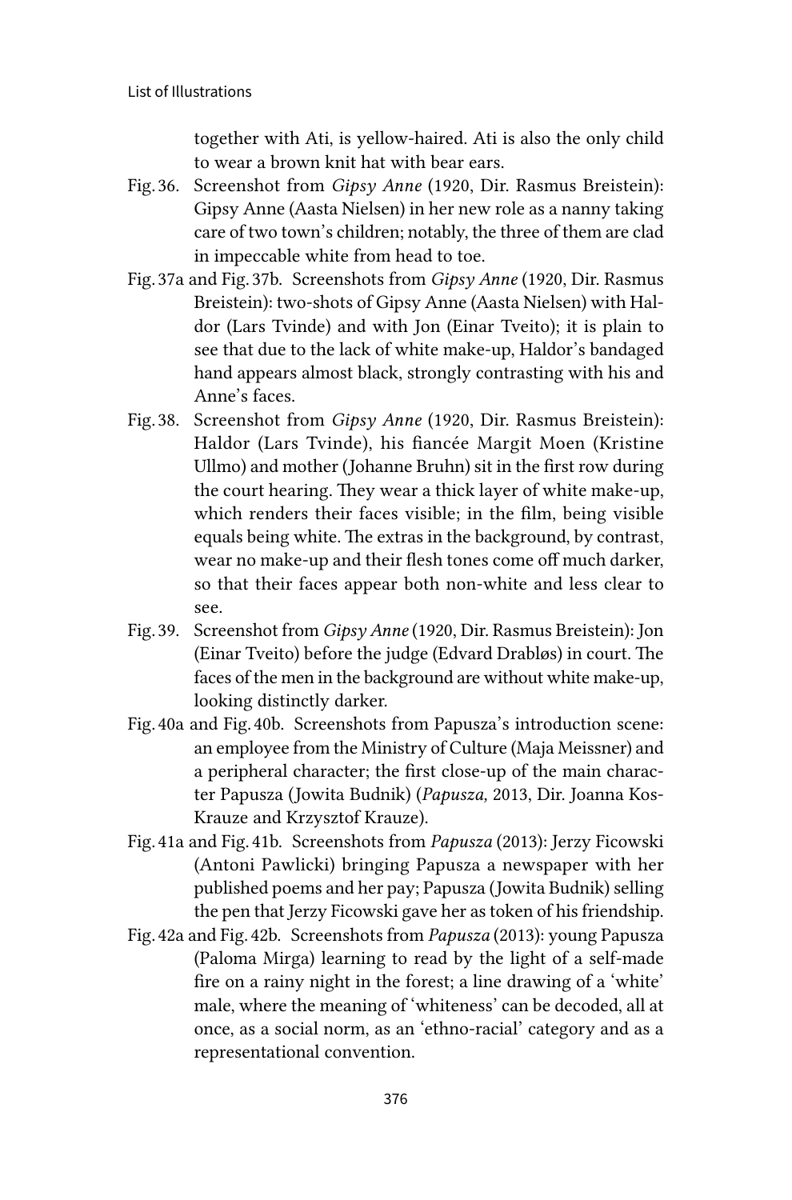together with Ati, is yellow-haired. Ati is also the only child to wear a brown knit hat with bear ears.

Fig. 36. Screenshot from *Gipsy Anne* (1920, Dir. Rasmus Breistein): Gipsy Anne (Aasta Nielsen) in her new role as a nanny taking care of two town's children; notably, the three of them are clad in impeccable white from head to toe.

Fig. 37a and Fig. 37b. Screenshots from *Gipsy Anne* (1920, Dir. Rasmus Breistein): two-shots of Gipsy Anne (Aasta Nielsen) with Haldor (Lars Tvinde) and with Jon (Einar Tveito); it is plain to see that due to the lack of white make-up, Haldor's bandaged hand appears almost black, strongly contrasting with his and Anne's faces.

Fig. 38. Screenshot from *Gipsy Anne* (1920, Dir. Rasmus Breistein): Haldor (Lars Tvinde), his fiancée Margit Moen (Kristine Ullmo) and mother (Johanne Bruhn) sit in the first row during the court hearing. They wear a thick layer of white make-up, which renders their faces visible; in the film, being visible equals being white. The extras in the background, by contrast, wear no make-up and their flesh tones come off much darker, so that their faces appear both non-white and less clear to see.

Fig. 39. Screenshot from *Gipsy Anne* (1920, Dir. Rasmus Breistein): Jon (Einar Tveito) before the judge (Edvard Drabløs) in court. The faces of the men in the background are without white make-up, looking distinctly darker.

Fig. 40a and Fig. 40b. Screenshots from Papusza's introduction scene: an employee from the Ministry of Culture (Maja Meissner) and a peripheral character; the first close-up of the main character Papusza (Jowita Budnik) (*Papusza,* 2013, Dir. Joanna Kos-Krauze and Krzysztof Krauze).

Fig. 41a and Fig. 41b. Screenshots from *Papusza* (2013): Jerzy Ficowski (Antoni Pawlicki) bringing Papusza a newspaper with her published poems and her pay; Papusza (Jowita Budnik) selling the pen that Jerzy Ficowski gave her as token of his friendship.

Fig. 42a and Fig. 42b. Screenshots from *Papusza* (2013): young Papusza (Paloma Mirga) learning to read by the light of a self-made fire on a rainy night in the forest; a line drawing of a 'white' male, where the meaning of 'whiteness' can be decoded, all at once, as a social norm, as an 'ethno-racial' category and as a representational convention.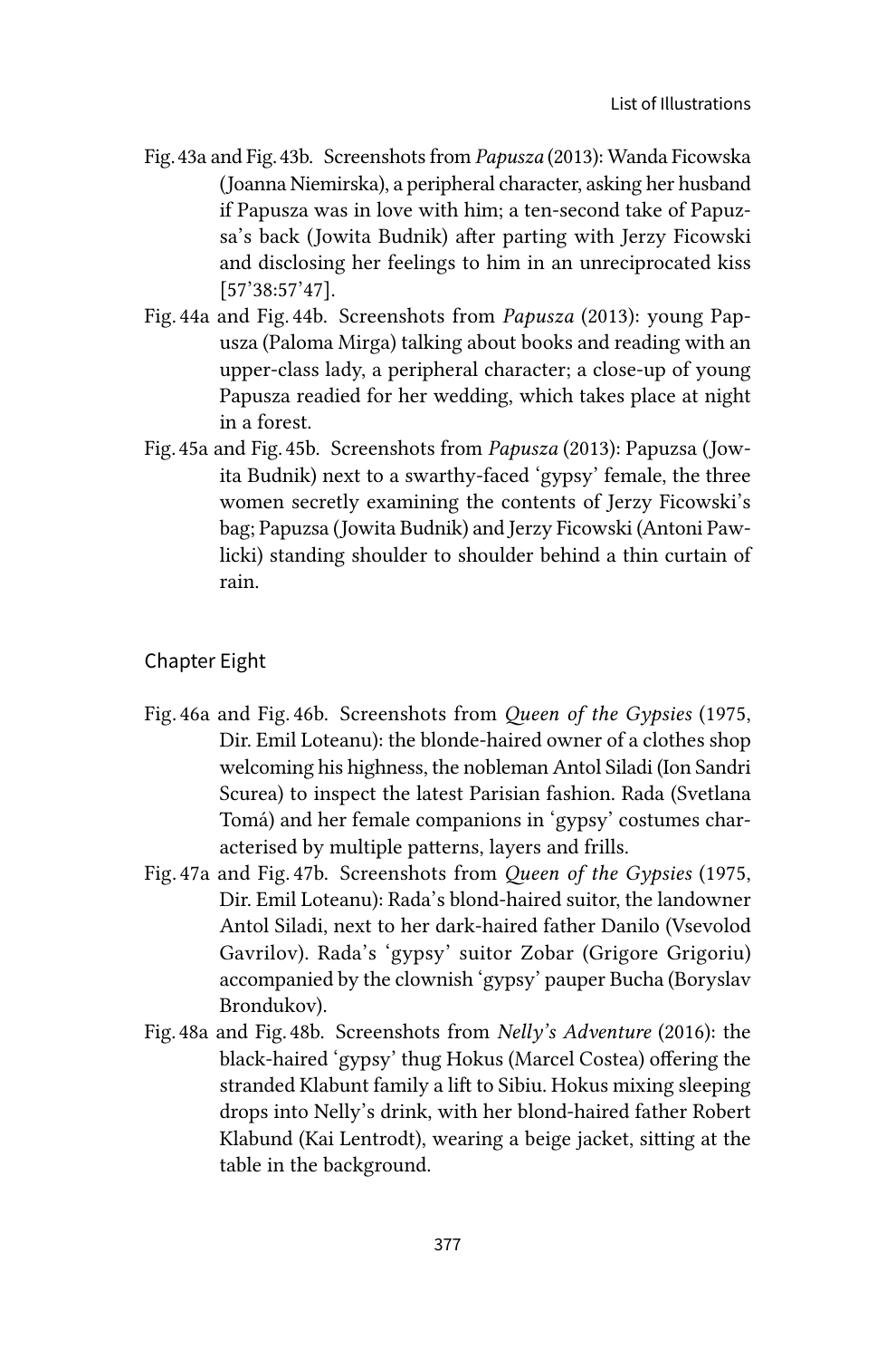Fig. 43a and Fig. 43b. Screenshots from *Papusza* (2013): Wanda Ficowska (Joanna Niemirska), a peripheral character, asking her husband if Papusza was in love with him; a ten-second take of Papuzsa's back (Jowita Budnik) after parting with Jerzy Ficowski and disclosing her feelings to him in an unreciprocated kiss [57'38:57'47].

Fig. 44a and Fig. 44b. Screenshots from *Papusza* (2013): young Papusza (Paloma Mirga) talking about books and reading with an upper-class lady, a peripheral character; a close-up of young Papusza readied for her wedding, which takes place at night in a forest.

Fig. 45a and Fig. 45b. Screenshots from *Papusza* (2013): Papuzsa (Jowita Budnik) next to a swarthy-faced 'gypsy' female, the three women secretly examining the contents of Jerzy Ficowski's bag; Papuzsa (Jowita Budnik) and Jerzy Ficowski (Antoni Pawlicki) standing shoulder to shoulder behind a thin curtain of rain.

## Chapter Eight

Fig. 46a and Fig. 46b. Screenshots from *Queen of the Gypsies* (1975, Dir. Emil Loteanu): the blonde-haired owner of a clothes shop welcoming his highness, the nobleman Antol Siladi (Ion Sandri Scurea) to inspect the latest Parisian fashion. Rada (Svetlana Tomá) and her female companions in 'gypsy' costumes characterised by multiple patterns, layers and frills.

Fig. 47a and Fig. 47b. Screenshots from *Queen of the Gypsies* (1975, Dir. Emil Loteanu): Rada's blond-haired suitor, the landowner Antol Siladi, next to her dark-haired father Danilo (Vsevolod Gavrilov). Rada's 'gypsy' suitor Zobar (Grigore Grigoriu) accompanied by the clownish 'gypsy' pauper Bucha (Boryslav Brondukov).

Fig. 48a and Fig. 48b. Screenshots from *Nelly's Adventure* (2016): the black-haired 'gypsy' thug Hokus (Marcel Costea) offering the stranded Klabunt family a lift to Sibiu. Hokus mixing sleeping drops into Nelly's drink, with her blond-haired father Robert Klabund (Kai Lentrodt), wearing a beige jacket, sitting at the table in the background.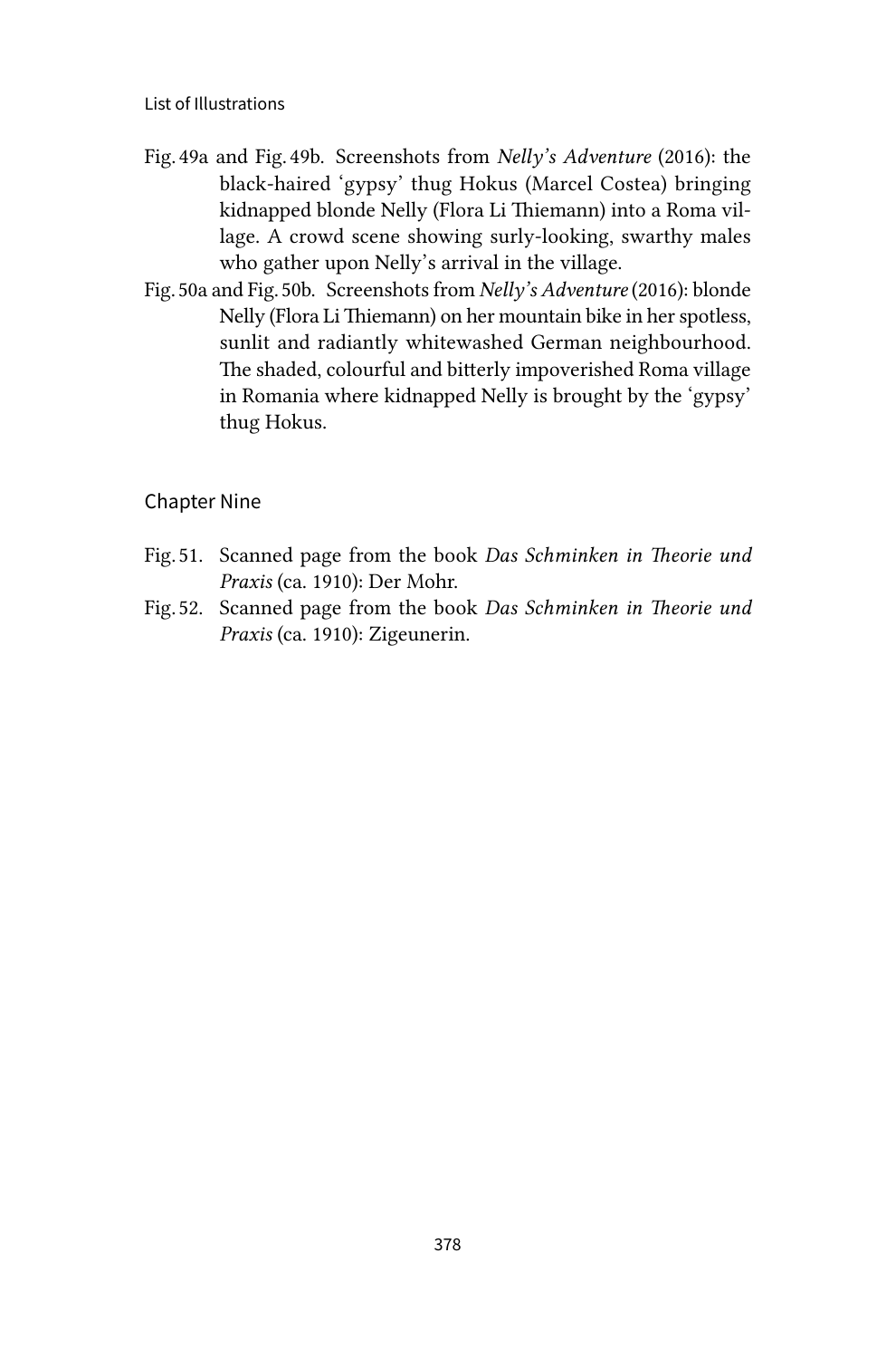Fig. 49a and Fig. 49b. Screenshots from *Nelly's Adventure* (2016): the black-haired 'gypsy' thug Hokus (Marcel Costea) bringing kidnapped blonde Nelly (Flora Li Thiemann) into a Roma village. A crowd scene showing surly-looking, swarthy males who gather upon Nelly's arrival in the village.

Fig. 50a and Fig. 50b. Screenshots from *Nelly's Adventure* (2016): blonde Nelly (Flora Li Thiemann) on her mountain bike in her spotless, sunlit and radiantly whitewashed German neighbourhood. The shaded, colourful and bitterly impoverished Roma village in Romania where kidnapped Nelly is brought by the 'gypsy' thug Hokus.

## Chapter Nine

Fig. 51. Scanned page from the book *Das Schminken in Theorie und Praxis* (ca. 1910): Der Mohr.

Fig. 52. Scanned page from the book *Das Schminken in Theorie und Praxis* (ca. 1910): Zigeunerin.